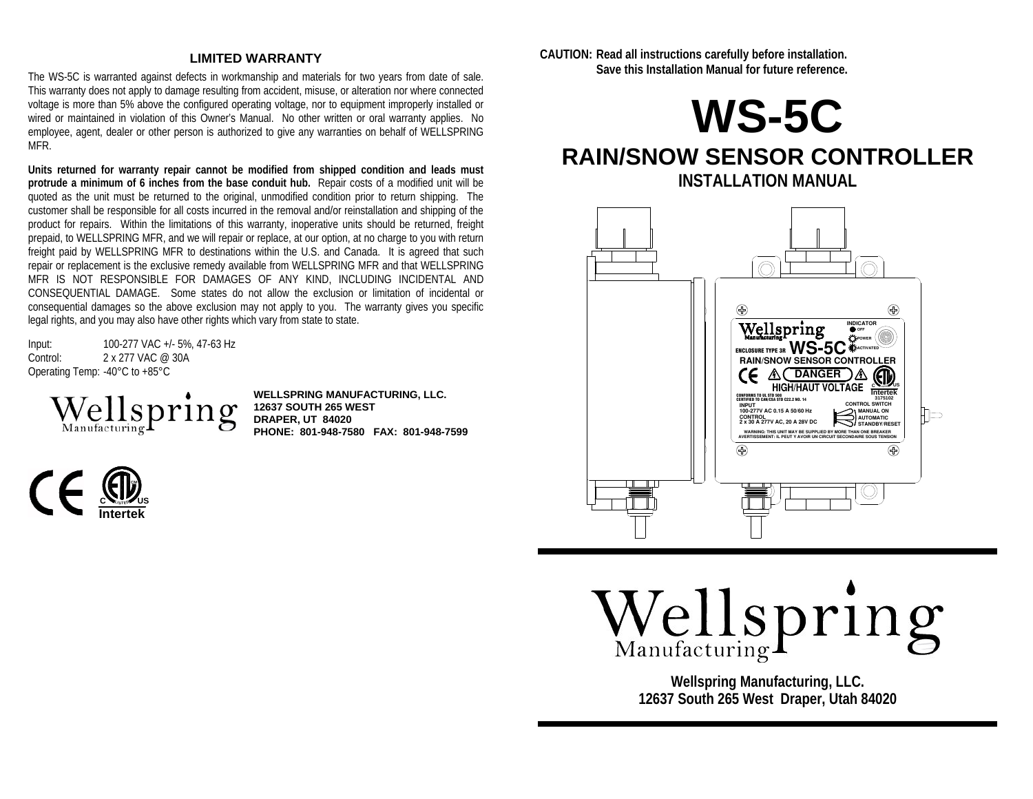## LIMITED WARRANTY

The WS-5C is warranted against defects in workmanship and materials for two years from date of sale. This warranty does not apply to damage resulting from accident, misuse, or alteration nor where connected voltage is more than 5% above the configured operating voltage, nor to equipment improperly installed or wired or maintained in violation of this Owner's Manual. No other written or oral warranty applies. No employee, agent, dealer or other person is authorized to give any warranties on behalf of WELLSPRING MFR.

**Units returned for warranty repair cannot be modified from shipped condition and leads must protrude a minimum of 6 inches from the base conduit hub.** Repair costs of a modified unit will be quoted as the unit must be returned to the original, unmodified condition prior to return shipping. The customer shall be responsible for all costs incurred in the removal and/or reinstallation and shipping of the product for repairs. Within the limitations of this warranty, inoperative units should be returned, freight prepaid, to WELLSPRING MFR, and we will repair or replace, at our option, at no charge to you with return freight paid by WELLSPRING MFR to destinations within the U.S. and Canada. It is agreed that such repair or replacement is the exclusive remedy available from WELLSPRING MFR and that WELLSPRING MFR IS NOT RESPONSIBLE FOR DAMAGES OF ANY KIND, INCLUDING INCIDENTAL AND CONSEQUENTIAL DAMAGE. Some states do not allow the exclusion or limitation of incidental or consequential damages so the above exclusion may not apply to you. The warranty gives you specific legal rights, and you may also have other rights which vary from state to state.

Input: 100-277 VAC +/- 5%, 47-63 Hz
Control: 2 x 277 VAC @ 30A
Operating Temp: -40°C to +85°C

Wellspring Manufacturing

**WELLSPRING MANUFACTURING, LLC.**
**12637 SOUTH 265 WEST**
**DRAPER, UT 84020**
**PHONE: 801-948-7580 FAX: 801-948-7599**

CE C US Intertek

**CAUTION: Read all instructions carefully before installation.**
**Save this Installation Manual for future reference.**

# WS-5C

## RAIN/SNOW SENSOR CONTROLLER

### INSTALLATION MANUAL

Wellspring Manufacturing
ENCLOSURE TYPE 3R WS-5C
INDICATOR: OFF, POWER, ACTIVATED
RAIN/SNOW SENSOR CONTROLLER
DANGER
HIGH/HAUT VOLTAGE
CONFORMS TO UL STD 508
CERTIFIED TO CAN/CSA STD C22.2 NO. 14
Intertek 3175102
INPUT
100-277V AC 0.15 A 50/60 Hz
CONTROL
2 x 30 A 277V AC, 20 A 28V DC
CONTROL SWITCH: MANUAL ON, AUTOMATIC, STANDBY/RESET
WARNING: THIS UNIT MAY BE SUPPLIED BY MORE THAN ONE BREAKER
AVERTISSEMENT: IL PEUT Y AVOIR UN CIRCUIT SECONDAIRE SOUS TENSION

Wellspring Manufacturing

**Wellspring Manufacturing, LLC.**
**12637 South 265 West Draper, Utah 84020**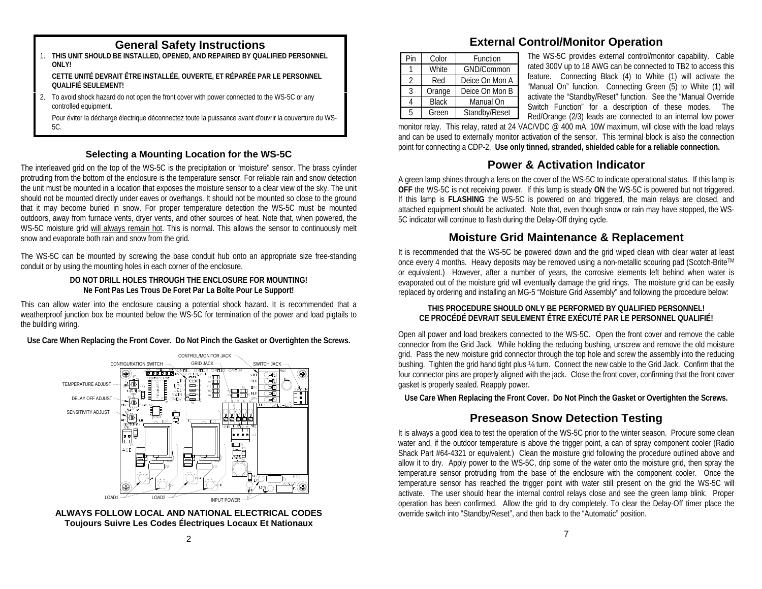# General Safety Instructions

1. **THIS UNIT SHOULD BE INSTALLED, OPENED, AND REPAIRED BY QUALIFIED PERSONNEL ONLY!**

   **CETTE UNITÉ DEVRAIT ÊTRE INSTALLÉE, OUVERTE, ET RÉPARÉE PAR LE PERSONNEL QUALIFIÉ SEULEMENT!**

2. To avoid shock hazard do not open the front cover with power connected to the WS-5C or any controlled equipment.

   Pour éviter la décharge électrique déconnectez toute la puissance avant d'ouvrir la couverture du WS-5C.

## Selecting a Mounting Location for the WS-5C

The interleaved grid on the top of the WS-5C is the precipitation or "moisture" sensor. The brass cylinder protruding from the bottom of the enclosure is the temperature sensor. For reliable rain and snow detection the unit must be mounted in a location that exposes the moisture sensor to a clear view of the sky. The unit should not be mounted directly under eaves or overhangs. It should not be mounted so close to the ground that it may become buried in snow. For proper temperature detection the WS-5C must be mounted outdoors, away from furnace vents, dryer vents, and other sources of heat. Note that, when powered, the WS-5C moisture grid will always remain hot. This is normal. This allows the sensor to continuously melt snow and evaporate both rain and snow from the grid.

The WS-5C can be mounted by screwing the base conduit hub onto an appropriate size free-standing conduit or by using the mounting holes in each corner of the enclosure.

**DO NOT DRILL HOLES THROUGH THE ENCLOSURE FOR MOUNTING!**
**Ne Font Pas Les Trous De Foret Par La Boîte Pour Le Support!**

This can allow water into the enclosure causing a potential shock hazard. It is recommended that a weatherproof junction box be mounted below the WS-5C for termination of the power and load pigtails to the building wiring.

**Use Care When Replacing the Front Cover. Do Not Pinch the Gasket or Overtighten the Screws.**

CONTROL/MONITOR JACK, CONFIGURATION SWITCH, GRID JACK, SWITCH JACK, TEMPERATURE ADJUST, DELAY OFF ADJUST, SENSITIVITY ADJUST, LOAD1, LOAD2, INPUT POWER

**ALWAYS FOLLOW LOCAL AND NATIONAL ELECTRICAL CODES**
**Toujours Suivre Les Codes Électriques Locaux Et Nationaux**

## External Control/Monitor Operation

| Pin | Color | Function |
|---|---|---|
| 1 | White | GND/Common |
| 2 | Red | Deice On Mon A |
| 3 | Orange | Deice On Mon B |
| 4 | Black | Manual On |
| 5 | Green | Standby/Reset |

The WS-5C provides external control/monitor capability. Cable rated 300V up to 18 AWG can be connected to TB2 to access this feature. Connecting Black (4) to White (1) will activate the "Manual On" function. Connecting Green (5) to White (1) will activate the "Standby/Reset" function. See the "Manual Override Switch Function" for a description of these modes. The Red/Orange (2/3) leads are connected to an internal low power monitor relay. This relay, rated at 24 VAC/VDC @ 400 mA, 10W maximum, will close with the load relays and can be used to externally monitor activation of the sensor. This terminal block is also the connection point for connecting a CDP-2. **Use only tinned, stranded, shielded cable for a reliable connection.**

## Power & Activation Indicator

A green lamp shines through a lens on the cover of the WS-5C to indicate operational status. If this lamp is **OFF** the WS-5C is not receiving power. If this lamp is steady **ON** the WS-5C is powered but not triggered. If this lamp is **FLASHING** the WS-5C is powered on and triggered, the main relays are closed, and attached equipment should be activated. Note that, even though snow or rain may have stopped, the WS-5C indicator will continue to flash during the Delay-Off drying cycle.

## Moisture Grid Maintenance & Replacement

It is recommended that the WS-5C be powered down and the grid wiped clean with clear water at least once every 4 months. Heavy deposits may be removed using a non-metallic scouring pad (Scotch-Brite™ or equivalent.) However, after a number of years, the corrosive elements left behind when water is evaporated out of the moisture grid will eventually damage the grid rings. The moisture grid can be easily replaced by ordering and installing an MG-5 "Moisture Grid Assembly" and following the procedure below:

**THIS PROCEDURE SHOULD ONLY BE PERFORMED BY QUALIFIED PERSONNEL!**
**CE PROCÉDÉ DEVRAIT SEULEMENT ÊTRE EXÉCUTÉ PAR LE PERSONNEL QUALIFIÉ!**

Open all power and load breakers connected to the WS-5C. Open the front cover and remove the cable connector from the Grid Jack. While holding the reducing bushing, unscrew and remove the old moisture grid. Pass the new moisture grid connector through the top hole and screw the assembly into the reducing bushing. Tighten the grid hand tight plus ¼ turn. Connect the new cable to the Grid Jack. Confirm that the four connector pins are properly aligned with the jack. Close the front cover, confirming that the front cover gasket is properly sealed. Reapply power.

**Use Care When Replacing the Front Cover. Do Not Pinch the Gasket or Overtighten the Screws.**

## Preseason Snow Detection Testing

It is always a good idea to test the operation of the WS-5C prior to the winter season. Procure some clean water and, if the outdoor temperature is above the trigger point, a can of spray component cooler (Radio Shack Part #64-4321 or equivalent.) Clean the moisture grid following the procedure outlined above and allow it to dry. Apply power to the WS-5C, drip some of the water onto the moisture grid, then spray the temperature sensor protruding from the base of the enclosure with the component cooler. Once the temperature sensor has reached the trigger point with water still present on the grid the WS-5C will activate. The user should hear the internal control relays close and see the green lamp blink. Proper operation has been confirmed. Allow the grid to dry completely. To clear the Delay-Off timer place the override switch into "Standby/Reset", and then back to the "Automatic" position.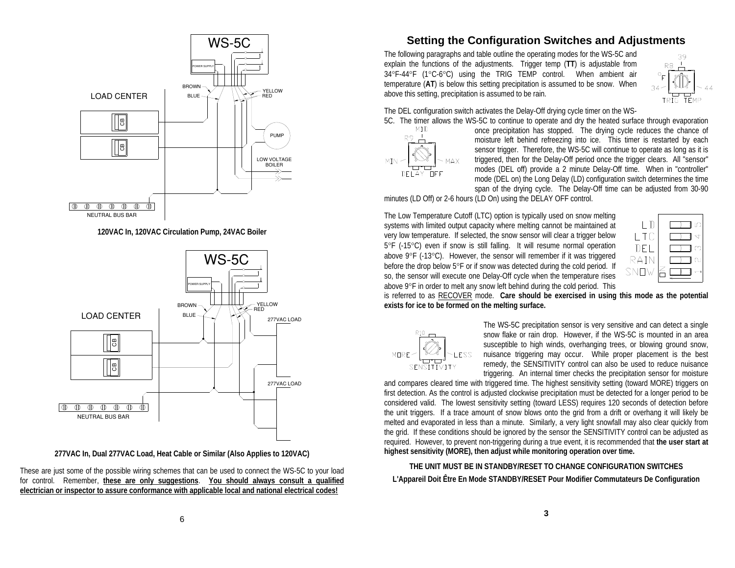**120VAC In, 120VAC Circulation Pump, 24VAC Boiler**

**277VAC In, Dual 277VAC Load, Heat Cable or Similar (Also Applies to 120VAC)**

These are just some of the possible wiring schemes that can be used to connect the WS-5C to your load for control. Remember, **these are only suggestions**. **You should always consult a qualified electrician or inspector to assure conformance with applicable local and national electrical codes!**

## Setting the Configuration Switches and Adjustments

The following paragraphs and table outline the operating modes for the WS-5C and explain the functions of the adjustments. Trigger temp (**TT**) is adjustable from 34°F-44°F (1°C-6°C) using the TRIG TEMP control. When ambient air temperature (**AT**) is below this setting precipitation is assumed to be snow. When above this setting, precipitation is assumed to be rain.

The DEL configuration switch activates the Delay-Off drying cycle timer on the WS-5C. The timer allows the WS-5C to continue to operate and dry the heated surface through evaporation once precipitation has stopped. The drying cycle reduces the chance of moisture left behind refreezing into ice. This timer is restarted by each sensor trigger. Therefore, the WS-5C will continue to operate as long as it is triggered, then for the Delay-Off period once the trigger clears. All "sensor" modes (DEL off) provide a 2 minute Delay-Off time. When in "controller" mode (DEL on) the Long Delay (LD) configuration switch determines the time span of the drying cycle. The Delay-Off time can be adjusted from 30-90 minutes (LD Off) or 2-6 hours (LD On) using the DELAY OFF control.

The Low Temperature Cutoff (LTC) option is typically used on snow melting systems with limited output capacity where melting cannot be maintained at very low temperature. If selected, the snow sensor will clear a trigger below 5°F (-15°C) even if snow is still falling. It will resume normal operation above 9°F (-13°C). However, the sensor will remember if it was triggered before the drop below 5°F or if snow was detected during the cold period. If so, the sensor will execute one Delay-Off cycle when the temperature rises above 9°F in order to melt any snow left behind during the cold period. This is referred to as RECOVER mode. **Care should be exercised in using this mode as the potential exists for ice to be formed on the melting surface.**

The WS-5C precipitation sensor is very sensitive and can detect a single snow flake or rain drop. However, if the WS-5C is mounted in an area susceptible to high winds, overhanging trees, or blowing ground snow, nuisance triggering may occur. While proper placement is the best remedy, the SENSITIVITY control can also be used to reduce nuisance triggering. An internal timer checks the precipitation sensor for moisture and compares cleared time with triggered time. The highest sensitivity setting (toward MORE) triggers on first detection. As the control is adjusted clockwise precipitation must be detected for a longer period to be considered valid. The lowest sensitivity setting (toward LESS) requires 120 seconds of detection before the unit triggers. If a trace amount of snow blows onto the grid from a drift or overhang it will likely be melted and evaporated in less than a minute. Similarly, a very light snowfall may also clear quickly from the grid. If these conditions should be ignored by the sensor the SENSITIVITY control can be adjusted as required. However, to prevent non-triggering during a true event, it is recommended that **the user start at highest sensitivity (MORE), then adjust while monitoring operation over time.**

**THE UNIT MUST BE IN STANDBY/RESET TO CHANGE CONFIGURATION SWITCHES**

**L'Appareil Doit Être En Mode STANDBY/RESET Pour Modifier Commutateurs De Configuration**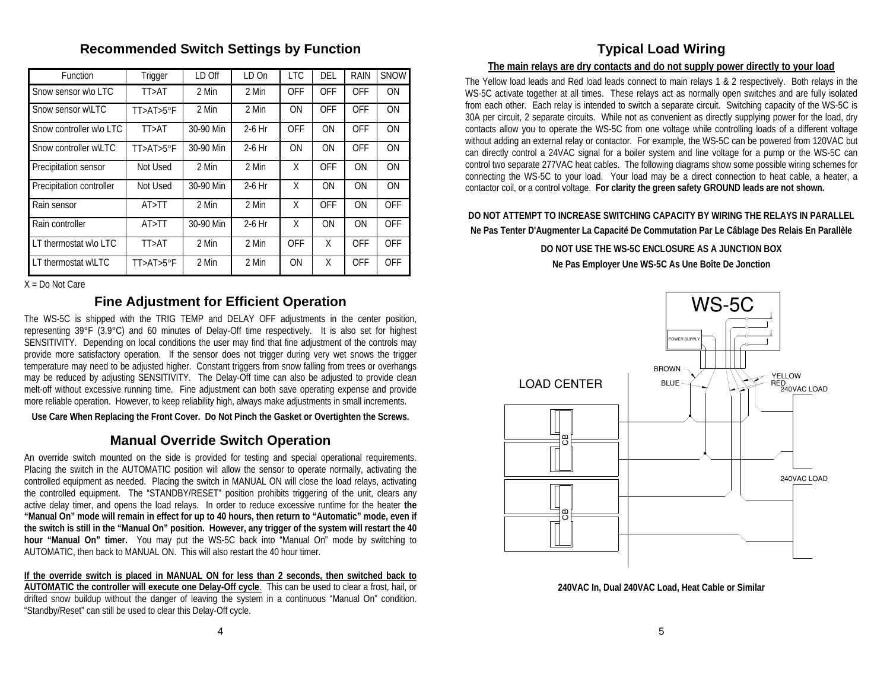## Recommended Switch Settings by Function

| Function | Trigger | LD Off | LD On | LTC | DEL | RAIN | SNOW |
|---|---|---|---|---|---|---|---|
| Snow sensor w\o LTC | TT>AT | 2 Min | 2 Min | OFF | OFF | OFF | ON |
| Snow sensor w\LTC | TT>AT>5°F | 2 Min | 2 Min | ON | OFF | OFF | ON |
| Snow controller w\o LTC | TT>AT | 30-90 Min | 2-6 Hr | OFF | ON | OFF | ON |
| Snow controller w\LTC | TT>AT>5°F | 30-90 Min | 2-6 Hr | ON | ON | OFF | ON |
| Precipitation sensor | Not Used | 2 Min | 2 Min | X | OFF | ON | ON |
| Precipitation controller | Not Used | 30-90 Min | 2-6 Hr | X | ON | ON | ON |
| Rain sensor | AT>TT | 2 Min | 2 Min | X | OFF | ON | OFF |
| Rain controller | AT>TT | 30-90 Min | 2-6 Hr | X | ON | ON | OFF |
| LT thermostat w\o LTC | TT>AT | 2 Min | 2 Min | OFF | X | OFF | OFF |
| LT thermostat w\LTC | TT>AT>5°F | 2 Min | 2 Min | ON | X | OFF | OFF |

X = Do Not Care

## Fine Adjustment for Efficient Operation

The WS-5C is shipped with the TRIG TEMP and DELAY OFF adjustments in the center position, representing 39°F (3.9°C) and 60 minutes of Delay-Off time respectively. It is also set for highest SENSITIVITY. Depending on local conditions the user may find that fine adjustment of the controls may provide more satisfactory operation. If the sensor does not trigger during very wet snows the trigger temperature may need to be adjusted higher. Constant triggers from snow falling from trees or overhangs may be reduced by adjusting SENSITIVITY. The Delay-Off time can also be adjusted to provide clean melt-off without excessive running time. Fine adjustment can both save operating expense and provide more reliable operation. However, to keep reliability high, always make adjustments in small increments.

**Use Care When Replacing the Front Cover. Do Not Pinch the Gasket or Overtighten the Screws.**

## Manual Override Switch Operation

An override switch mounted on the side is provided for testing and special operational requirements. Placing the switch in the AUTOMATIC position will allow the sensor to operate normally, activating the controlled equipment as needed. Placing the switch in MANUAL ON will close the load relays, activating the controlled equipment. The "STANDBY/RESET" position prohibits triggering of the unit, clears any active delay timer, and opens the load relays. In order to reduce excessive runtime for the heater **the "Manual On" mode will remain in effect for up to 40 hours, then return to "Automatic" mode, even if the switch is still in the "Manual On" position. However, any trigger of the system will restart the 40 hour "Manual On" timer.** You may put the WS-5C back into "Manual On" mode by switching to AUTOMATIC, then back to MANUAL ON. This will also restart the 40 hour timer.

**<u>If the override switch is placed in MANUAL ON for less than 2 seconds, then switched back to AUTOMATIC the controller will execute one Delay-Off cycle</u>.** This can be used to clear a frost, hail, or drifted snow buildup without the danger of leaving the system in a continuous "Manual On" condition. "Standby/Reset" can still be used to clear this Delay-Off cycle.

## Typical Load Wiring

**<u>The main relays are dry contacts and do not supply power directly to your load</u>**

The Yellow load leads and Red load leads connect to main relays 1 & 2 respectively. Both relays in the WS-5C activate together at all times. These relays act as normally open switches and are fully isolated from each other. Each relay is intended to switch a separate circuit. Switching capacity of the WS-5C is 30A per circuit, 2 separate circuits. While not as convenient as directly supplying power for the load, dry contacts allow you to operate the WS-5C from one voltage while controlling loads of a different voltage without adding an external relay or contactor. For example, the WS-5C can be powered from 120VAC but can directly control a 24VAC signal for a boiler system and line voltage for a pump or the WS-5C can control two separate 277VAC heat cables. The following diagrams show some possible wiring schemes for connecting the WS-5C to your load. Your load may be a direct connection to heat cable, a heater, a contactor coil, or a control voltage. **For clarity the green safety GROUND leads are not shown.**

**DO NOT ATTEMPT TO INCREASE SWITCHING CAPACITY BY WIRING THE RELAYS IN PARALLEL**

**Ne Pas Tenter D'Augmenter La Capacité De Commutation Par Le Câblage Des Relais En Parallèle**

**DO NOT USE THE WS-5C ENCLOSURE AS A JUNCTION BOX**

**Ne Pas Employer Une WS-5C As Une Boîte De Jonction**

WS-5C
POWER SUPPLY
BROWN
BLUE
YELLOW
RED
LOAD CENTER
240VAC LOAD
240VAC LOAD
CB
CB

**240VAC In, Dual 240VAC Load, Heat Cable or Similar**